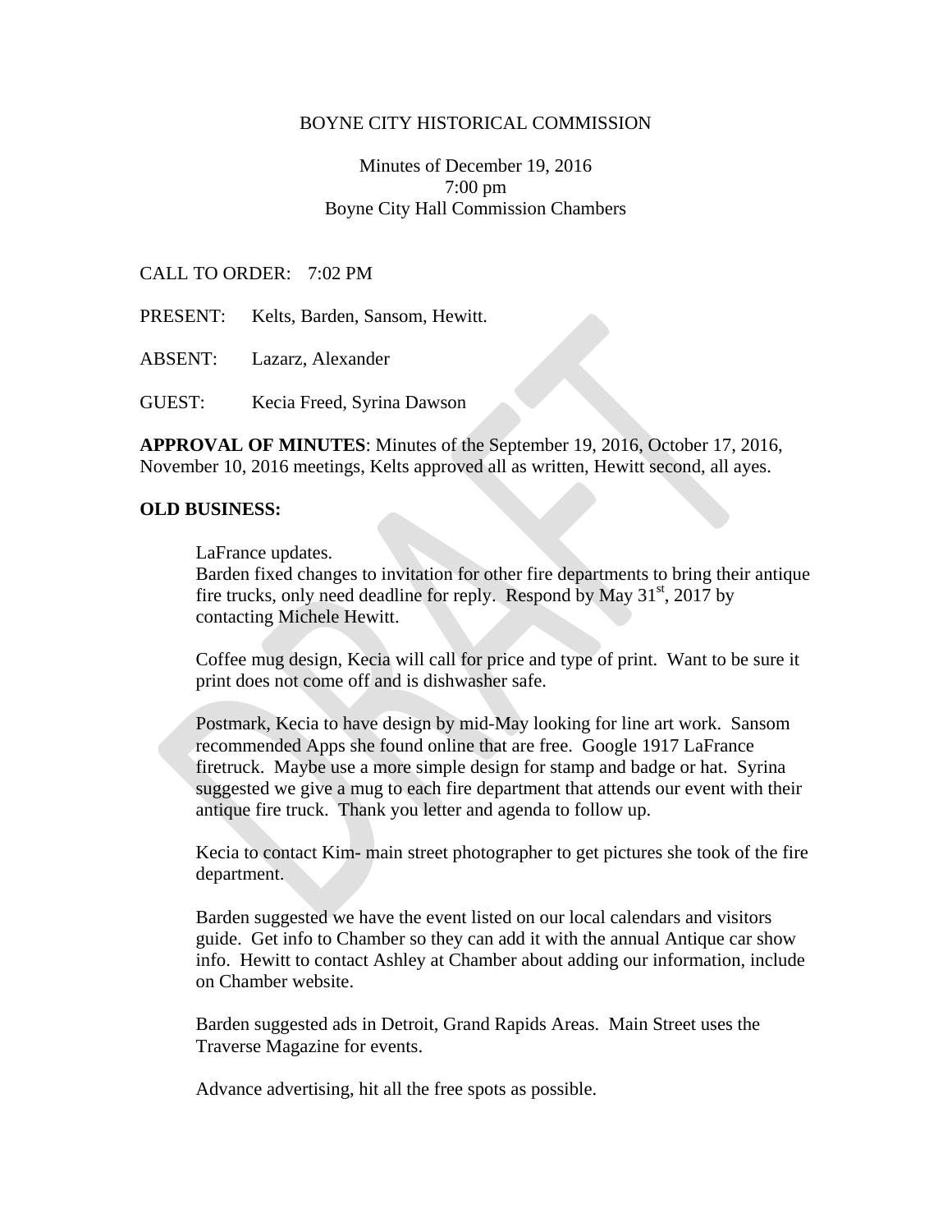BOYNE CITY HISTORICAL COMMISSION

Minutes of December 19, 2016
7:00 pm
Boyne City Hall Commission Chambers

CALL TO ORDER: 7:02 PM

PRESENT: Kelts, Barden, Sansom, Hewitt.

ABSENT: Lazarz, Alexander

GUEST: Kecia Freed, Syrina Dawson

**APPROVAL OF MINUTES**: Minutes of the September 19, 2016, October 17, 2016, November 10, 2016 meetings, Kelts approved all as written, Hewitt second, all ayes.

**OLD BUSINESS:**

LaFrance updates.
Barden fixed changes to invitation for other fire departments to bring their antique fire trucks, only need deadline for reply. Respond by May 31st, 2017 by contacting Michele Hewitt.

Coffee mug design, Kecia will call for price and type of print. Want to be sure it print does not come off and is dishwasher safe.

Postmark, Kecia to have design by mid-May looking for line art work. Sansom recommended Apps she found online that are free. Google 1917 LaFrance firetruck. Maybe use a more simple design for stamp and badge or hat. Syrina suggested we give a mug to each fire department that attends our event with their antique fire truck. Thank you letter and agenda to follow up.

Kecia to contact Kim- main street photographer to get pictures she took of the fire department.

Barden suggested we have the event listed on our local calendars and visitors guide. Get info to Chamber so they can add it with the annual Antique car show info. Hewitt to contact Ashley at Chamber about adding our information, include on Chamber website.

Barden suggested ads in Detroit, Grand Rapids Areas. Main Street uses the Traverse Magazine for events.

Advance advertising, hit all the free spots as possible.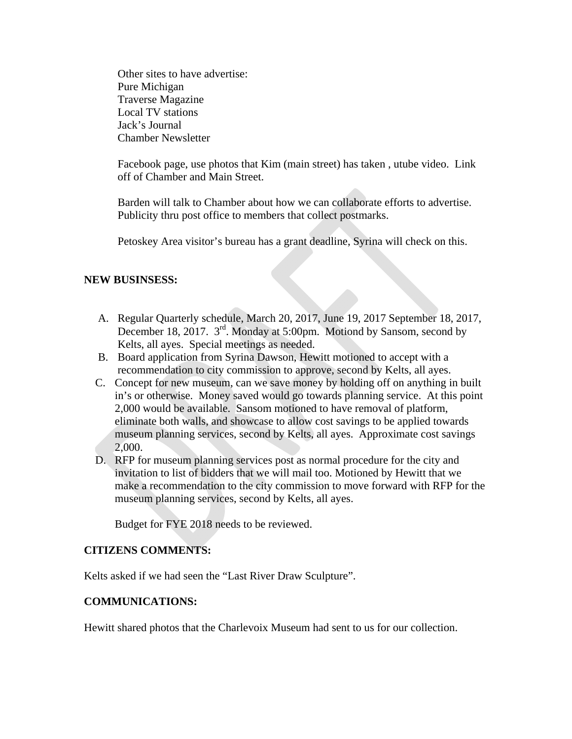Other sites to have advertise:
Pure Michigan
Traverse Magazine
Local TV stations
Jack's Journal
Chamber Newsletter

Facebook page, use photos that Kim (main street) has taken , utube video. Link off of Chamber and Main Street.

Barden will talk to Chamber about how we can collaborate efforts to advertise. Publicity thru post office to members that collect postmarks.

Petoskey Area visitor's bureau has a grant deadline, Syrina will check on this.

**NEW BUSINSESS:**

A. Regular Quarterly schedule, March 20, 2017, June 19, 2017 September 18, 2017, December 18, 2017. 3rd. Monday at 5:00pm. Motiond by Sansom, second by Kelts, all ayes. Special meetings as needed.
B. Board application from Syrina Dawson, Hewitt motioned to accept with a recommendation to city commission to approve, second by Kelts, all ayes.
C. Concept for new museum, can we save money by holding off on anything in built in's or otherwise. Money saved would go towards planning service. At this point 2,000 would be available. Sansom motioned to have removal of platform, eliminate both walls, and showcase to allow cost savings to be applied towards museum planning services, second by Kelts, all ayes. Approximate cost savings 2,000.
D. RFP for museum planning services post as normal procedure for the city and invitation to list of bidders that we will mail too. Motioned by Hewitt that we make a recommendation to the city commission to move forward with RFP for the museum planning services, second by Kelts, all ayes.

   Budget for FYE 2018 needs to be reviewed.

**CITIZENS COMMENTS:**

Kelts asked if we had seen the "Last River Draw Sculpture".

**COMMUNICATIONS:**

Hewitt shared photos that the Charlevoix Museum had sent to us for our collection.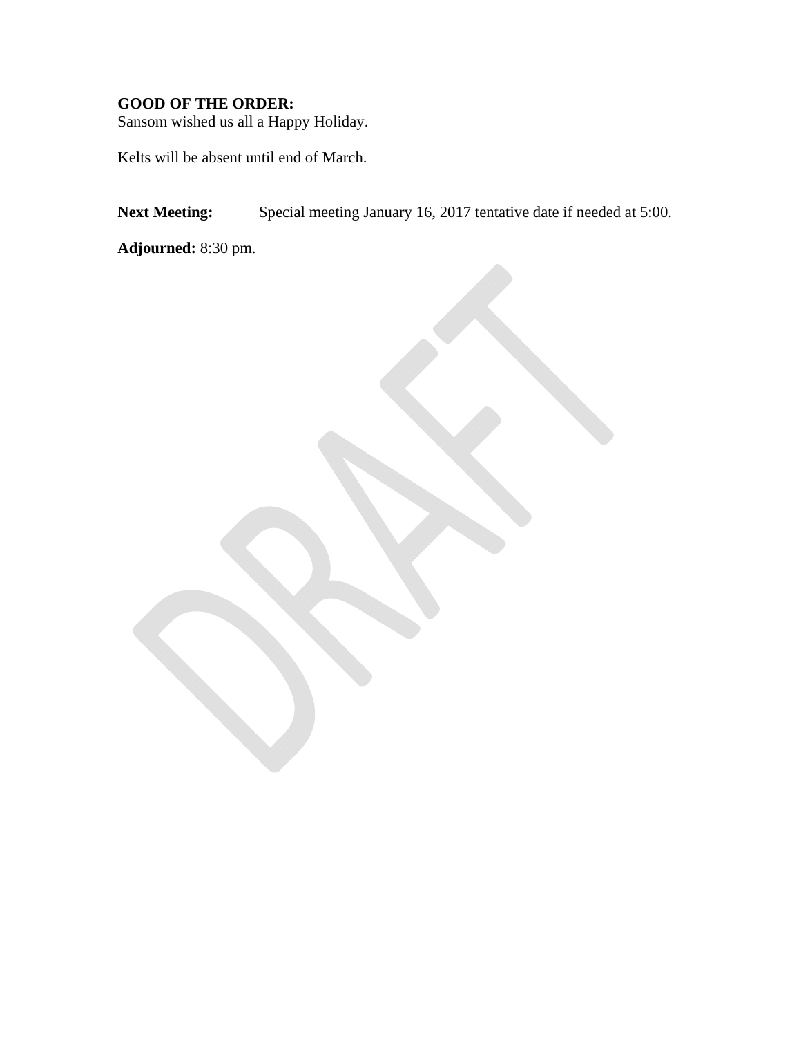**GOOD OF THE ORDER:**
Sansom wished us all a Happy Holiday.

Kelts will be absent until end of March.

**Next Meeting:** Special meeting January 16, 2017 tentative date if needed at 5:00.

**Adjourned:** 8:30 pm.